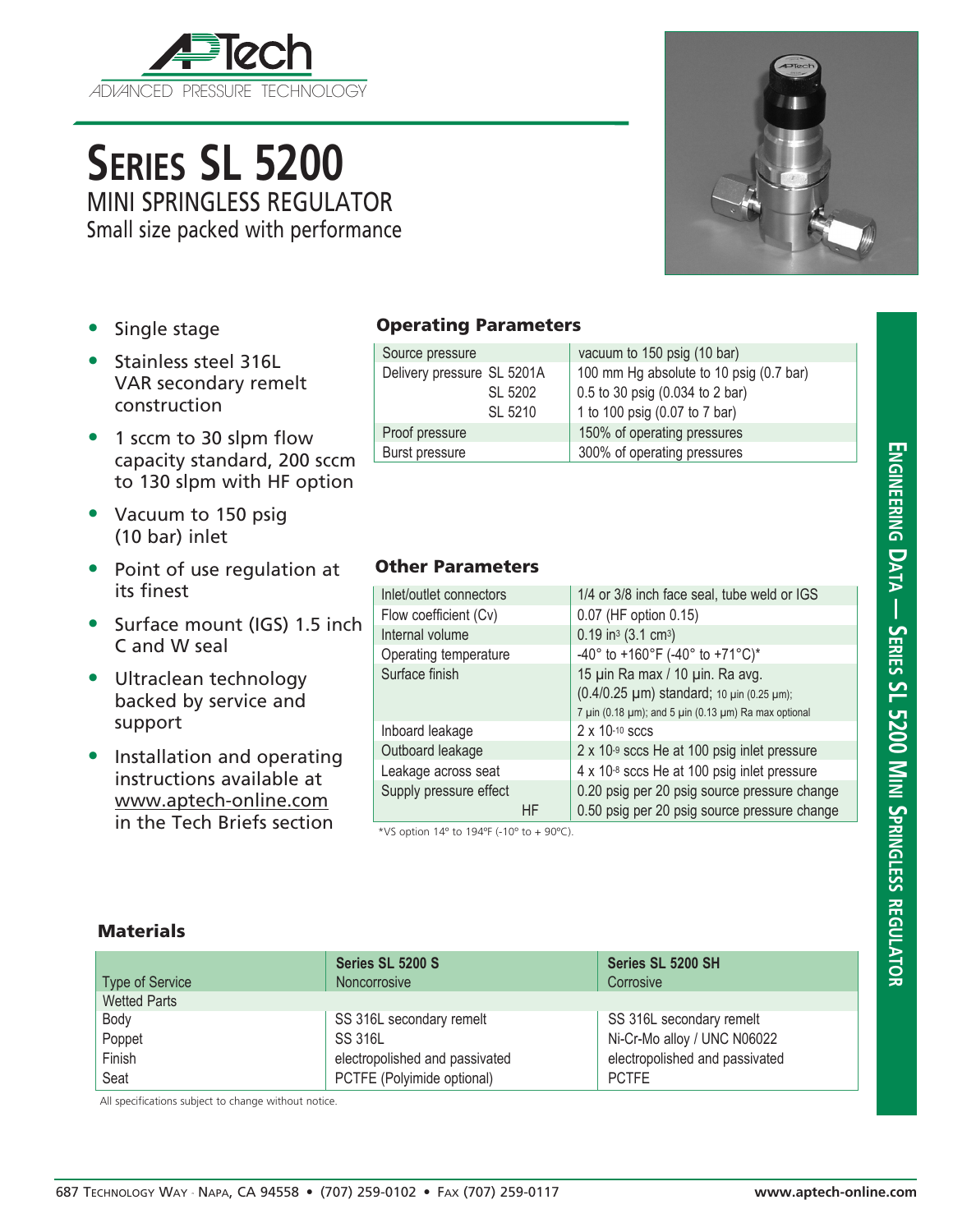APTech

ADVANCED PRESSURE TECHNOLOGY

# Series SL 5200

## MINI SPRINGLESS REGULATOR

Small size packed with performance

- Single stage
- Stainless steel 316L VAR secondary remelt construction
- 1 sccm to 30 slpm flow capacity standard, 200 sccm to 130 slpm with HF option
- Vacuum to 150 psig (10 bar) inlet
- Point of use regulation at its finest
- Surface mount (IGS) 1.5 inch C and W seal
- Ultraclean technology backed by service and support
- Installation and operating instructions available at www.aptech-online.com in the Tech Briefs section

### Operating Parameters

| | |
|---|---|
| Source pressure | vacuum to 150 psig (10 bar) |
| Delivery pressure SL 5201A | 100 mm Hg absolute to 10 psig (0.7 bar) |
| SL 5202 | 0.5 to 30 psig (0.034 to 2 bar) |
| SL 5210 | 1 to 100 psig (0.07 to 7 bar) |
| Proof pressure | 150% of operating pressures |
| Burst pressure | 300% of operating pressures |

### Other Parameters

| | |
|---|---|
| Inlet/outlet connectors | 1/4 or 3/8 inch face seal, tube weld or IGS |
| Flow coefficient (Cv) | 0.07 (HF option 0.15) |
| Internal volume | 0.19 in$^3$ (3.1 cm$^3$) |
| Operating temperature | -40° to +160°F (-40° to +71°C)* |
| Surface finish | 15 µin Ra max / 10 µin. Ra avg. (0.4/0.25 µm) standard; 10 µin (0.25 µm); 7 µin (0.18 µm); and 5 µin (0.13 µm) Ra max optional |
| Inboard leakage | 2 x $10^{-10}$ sccs |
| Outboard leakage | 2 x $10^{-9}$ sccs He at 100 psig inlet pressure |
| Leakage across seat | 4 x $10^{-8}$ sccs He at 100 psig inlet pressure |
| Supply pressure effect | 0.20 psig per 20 psig source pressure change |
| HF | 0.50 psig per 20 psig source pressure change |

*VS option 14º to 194ºF (-10º to + 90ºC).

### Materials

| Type of Service | Series SL 5200 S Noncorrosive | Series SL 5200 SH Corrosive |
|---|---|---|
| Wetted Parts | | |
| Body | SS 316L secondary remelt | SS 316L secondary remelt |
| Poppet | SS 316L | Ni-Cr-Mo alloy / UNC N06022 |
| Finish | electropolished and passivated | electropolished and passivated |
| Seat | PCTFE (Polyimide optional) | PCTFE |

All specifications subject to change without notice.

Engineering Data — Series SL 5200 Mini Springless Regulator

687 Technology Way · Napa, CA 94558 • (707) 259-0102 • Fax (707) 259-0117 www.aptech-online.com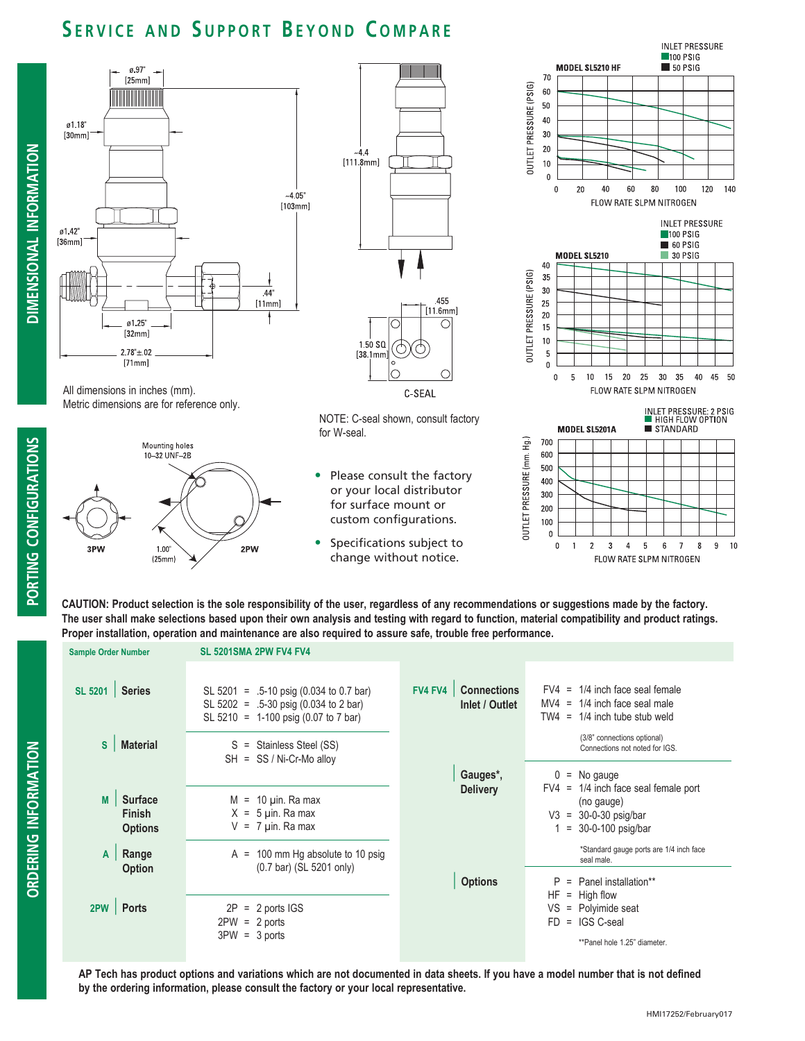# Service and Support Beyond Compare

## Dimensional Information

ø.97"
[25mm]

ø1.18"
[30mm]

~4.05"
[103mm]

ø1.42"
[36mm]

.44"
[11mm]

ø1.25"
[32mm]

2.78"±.02
[71mm]

~4.4
[111.8mm]

.455
[11.6mm]

1.50 SQ
[38.1mm]

C-SEAL

All dimensions in inches (mm).
Metric dimensions are for reference only.

NOTE: C-seal shown, consult factory for W-seal.

MODEL SL5210 HF
INLET PRESSURE
100 PSIG
50 PSIG
OUTLET PRESSURE (PSIG)
70
60
50
40
30
20
10
0
0 20 40 60 80 100 120 140
FLOW RATE SLPM NITROGEN

MODEL SL5210
INLET PRESSURE
100 PSIG
60 PSIG
30 PSIG
OUTLET PRESSURE (PSIG)
40
35
30
25
20
15
10
5
0
0 5 10 15 20 25 30 35 40 45 50
FLOW RATE SLPM NITROGEN

MODEL SL5201A
INLET PRESSURE: 2 PSIG
HIGH FLOW OPTION
STANDARD
OUTLET PRESSURE (mm. Hg.)
700
600
500
400
300
200
100
0
0 1 2 3 4 5 6 7 8 9 10
FLOW RATE SLPM NITROGEN

## Porting Configurations

Mounting holes
10–32 UNF–2B

3PW

1.00"
(25mm)

2PW

- Please consult the factory or your local distributor for surface mount or custom configurations.
- Specifications subject to change without notice.

**CAUTION: Product selection is the sole responsibility of the user, regardless of any recommendations or suggestions made by the factory. The user shall make selections based upon their own analysis and testing with regard to function, material compatibility and product ratings. Proper installation, operation and maintenance are also required to assure safe, trouble free performance.**

## Ordering Information

**Sample Order Number** SL 5201SMA 2PW FV4 FV4

| Code | Category | Options |
|---|---|---|
| SL 5201 | Series | SL 5201 = .5-10 psig (0.034 to 0.7 bar)<br>SL 5202 = .5-30 psig (0.034 to 2 bar)<br>SL 5210 = 1-100 psig (0.07 to 7 bar) |
| S | Material | S = Stainless Steel (SS)<br>SH = SS / Ni-Cr-Mo alloy |
| M | Surface Finish Options | M = 10 µin. Ra max<br>X = 5 µin. Ra max<br>V = 7 µin. Ra max |
| A | Range Option | A = 100 mm Hg absolute to 10 psig (0.7 bar) (SL 5201 only) |
| 2PW | Ports | 2P = 2 ports IGS<br>2PW = 2 ports<br>3PW = 3 ports |
| FV4 FV4 | Connections Inlet / Outlet | FV4 = 1/4 inch face seal female<br>MV4 = 1/4 inch face seal male<br>TW4 = 1/4 inch tube stub weld<br>(3/8" connections optional)<br>Connections not noted for IGS. |
| | Gauges*, Delivery | 0 = No gauge<br>FV4 = 1/4 inch face seal female port (no gauge)<br>V3 = 30-0-30 psig/bar<br>1 = 30-0-100 psig/bar<br>*Standard gauge ports are 1/4 inch face seal male. |
| | Options | P = Panel installation**<br>HF = High flow<br>VS = Polyimide seat<br>FD = IGS C-seal<br>**Panel hole 1.25" diameter. |

**AP Tech has product options and variations which are not documented in data sheets. If you have a model number that is not defined by the ordering information, please consult the factory or your local representative.**

HMI17252/February017